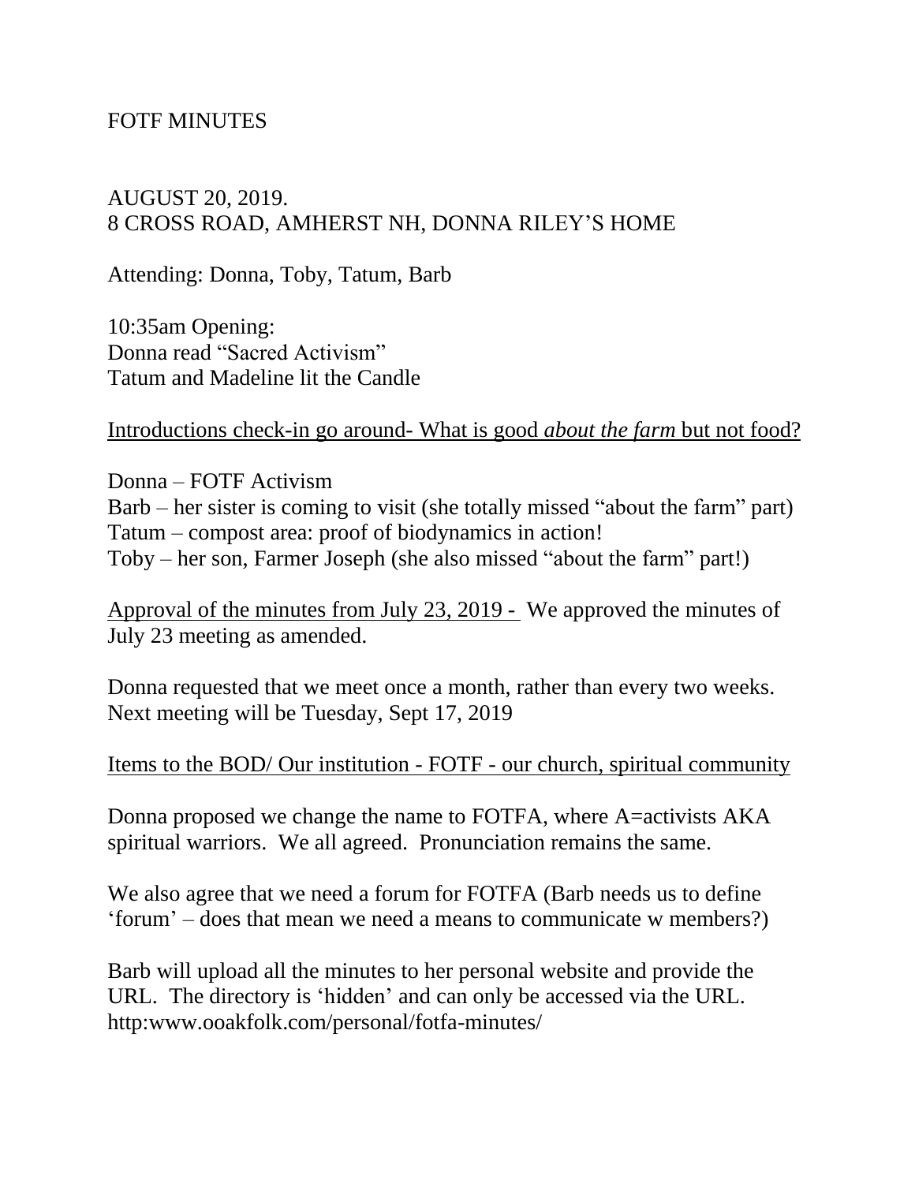# FOTF MINUTES

AUGUST 20, 2019.
8 CROSS ROAD, AMHERST NH, DONNA RILEY'S HOME

Attending: Donna, Toby, Tatum, Barb

10:35am Opening:
Donna read "Sacred Activism"
Tatum and Madeline lit the Candle

<u>Introductions check-in go around- What is good *about the farm* but not food?</u>

Donna – FOTF Activism
Barb – her sister is coming to visit (she totally missed "about the farm" part)
Tatum – compost area: proof of biodynamics in action!
Toby – her son, Farmer Joseph (she also missed "about the farm" part!)

<u>Approval of the minutes from July 23, 2019 -</u> We approved the minutes of July 23 meeting as amended.

Donna requested that we meet once a month, rather than every two weeks. Next meeting will be Tuesday, Sept 17, 2019

<u>Items to the BOD/ Our institution - FOTF - our church, spiritual community</u>

Donna proposed we change the name to FOTFA, where A=activists AKA spiritual warriors. We all agreed. Pronunciation remains the same.

We also agree that we need a forum for FOTFA (Barb needs us to define 'forum' – does that mean we need a means to communicate w members?)

Barb will upload all the minutes to her personal website and provide the URL. The directory is 'hidden' and can only be accessed via the URL.
http:www.ooakfolk.com/personal/fotfa-minutes/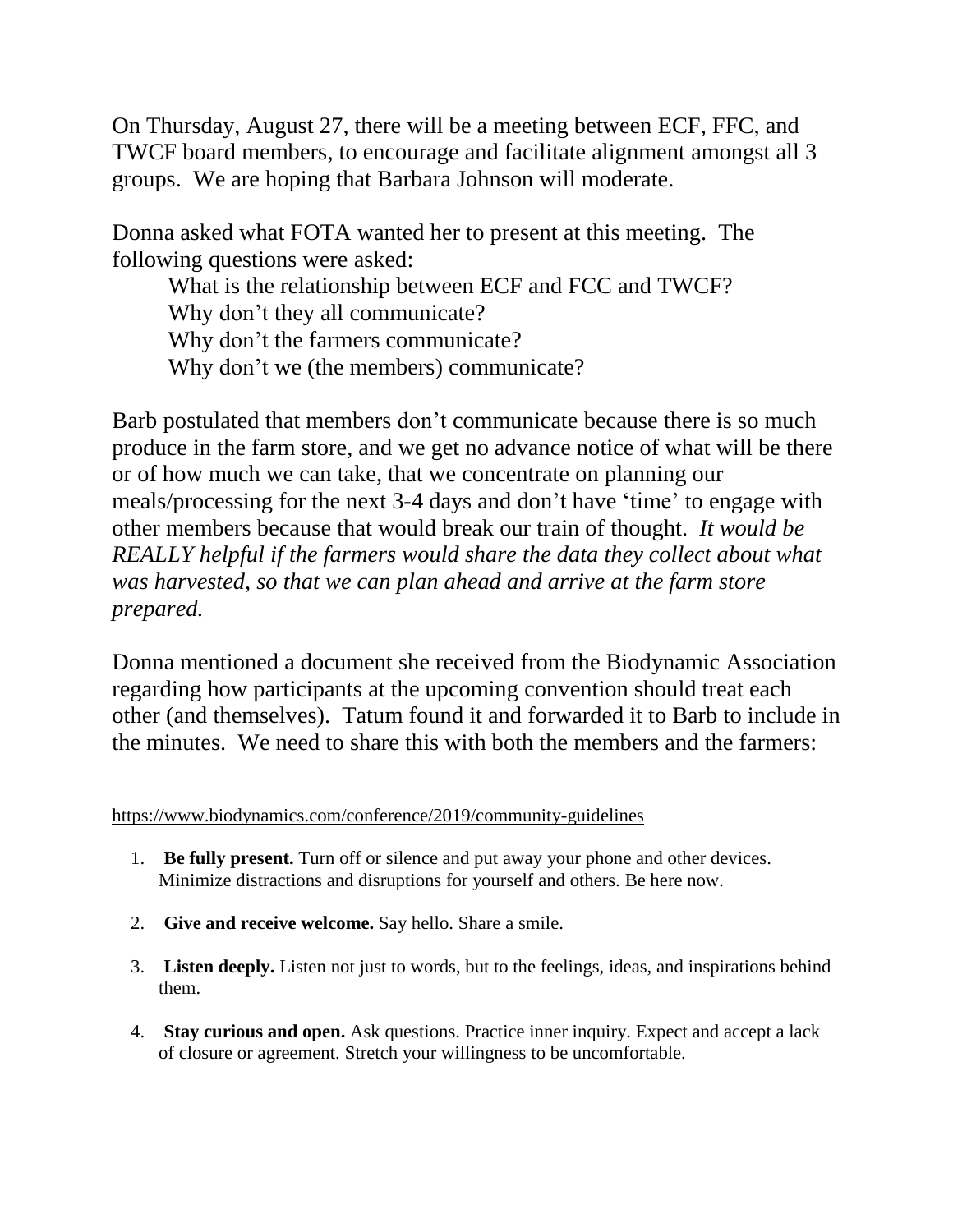On Thursday, August 27, there will be a meeting between ECF, FFC, and TWCF board members, to encourage and facilitate alignment amongst all 3 groups. We are hoping that Barbara Johnson will moderate.

Donna asked what FOTA wanted her to present at this meeting. The following questions were asked:

> What is the relationship between ECF and FCC and TWCF?
> Why don't they all communicate?
> Why don't the farmers communicate?
> Why don't we (the members) communicate?

Barb postulated that members don't communicate because there is so much produce in the farm store, and we get no advance notice of what will be there or of how much we can take, that we concentrate on planning our meals/processing for the next 3-4 days and don't have 'time' to engage with other members because that would break our train of thought. *It would be REALLY helpful if the farmers would share the data they collect about what was harvested, so that we can plan ahead and arrive at the farm store prepared.*

Donna mentioned a document she received from the Biodynamic Association regarding how participants at the upcoming convention should treat each other (and themselves). Tatum found it and forwarded it to Barb to include in the minutes. We need to share this with both the members and the farmers:

https://www.biodynamics.com/conference/2019/community-guidelines

1. **Be fully present.** Turn off or silence and put away your phone and other devices. Minimize distractions and disruptions for yourself and others. Be here now.
2. **Give and receive welcome.** Say hello. Share a smile.
3. **Listen deeply.** Listen not just to words, but to the feelings, ideas, and inspirations behind them.
4. **Stay curious and open.** Ask questions. Practice inner inquiry. Expect and accept a lack of closure or agreement. Stretch your willingness to be uncomfortable.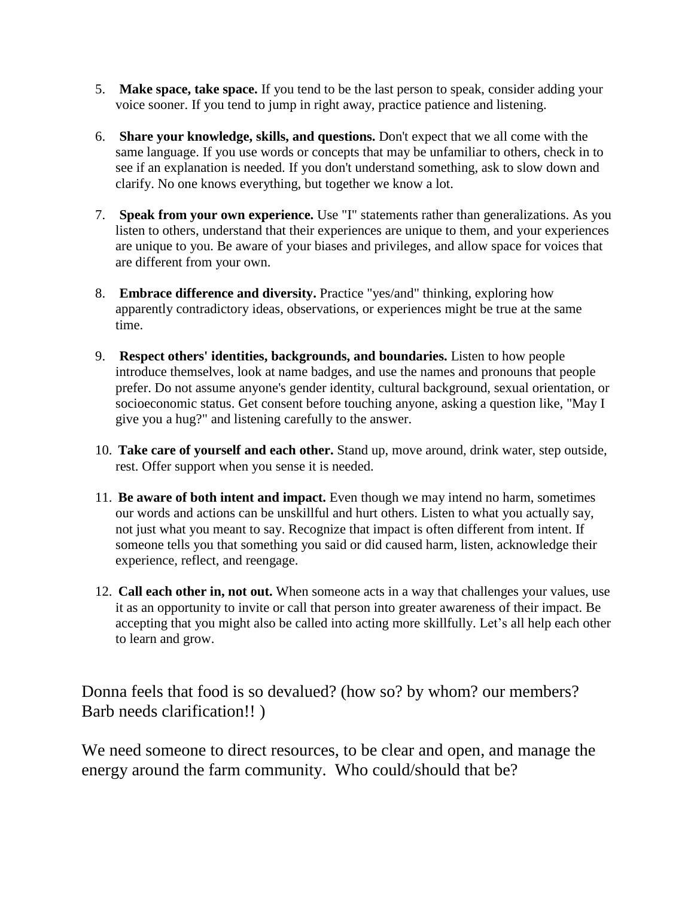5. **Make space, take space.** If you tend to be the last person to speak, consider adding your voice sooner. If you tend to jump in right away, practice patience and listening.

6. **Share your knowledge, skills, and questions.** Don't expect that we all come with the same language. If you use words or concepts that may be unfamiliar to others, check in to see if an explanation is needed. If you don't understand something, ask to slow down and clarify. No one knows everything, but together we know a lot.

7. **Speak from your own experience.** Use "I" statements rather than generalizations. As you listen to others, understand that their experiences are unique to them, and your experiences are unique to you. Be aware of your biases and privileges, and allow space for voices that are different from your own.

8. **Embrace difference and diversity.** Practice "yes/and" thinking, exploring how apparently contradictory ideas, observations, or experiences might be true at the same time.

9. **Respect others' identities, backgrounds, and boundaries.** Listen to how people introduce themselves, look at name badges, and use the names and pronouns that people prefer. Do not assume anyone's gender identity, cultural background, sexual orientation, or socioeconomic status. Get consent before touching anyone, asking a question like, "May I give you a hug?" and listening carefully to the answer.

10. **Take care of yourself and each other.** Stand up, move around, drink water, step outside, rest. Offer support when you sense it is needed.

11. **Be aware of both intent and impact.** Even though we may intend no harm, sometimes our words and actions can be unskillful and hurt others. Listen to what you actually say, not just what you meant to say. Recognize that impact is often different from intent. If someone tells you that something you said or did caused harm, listen, acknowledge their experience, reflect, and reengage.

12. **Call each other in, not out.** When someone acts in a way that challenges your values, use it as an opportunity to invite or call that person into greater awareness of their impact. Be accepting that you might also be called into acting more skillfully. Let's all help each other to learn and grow.

Donna feels that food is so devalued? (how so? by whom? our members? Barb needs clarification!! )

We need someone to direct resources, to be clear and open, and manage the energy around the farm community. Who could/should that be?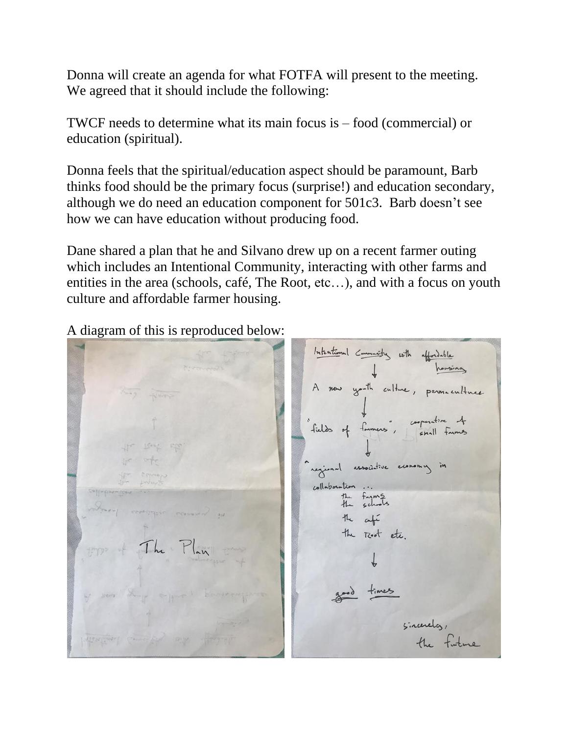Donna will create an agenda for what FOTFA will present to the meeting. We agreed that it should include the following:

TWCF needs to determine what its main focus is – food (commercial) or education (spiritual).

Donna feels that the spiritual/education aspect should be paramount, Barb thinks food should be the primary focus (surprise!) and education secondary, although we do need an education component for 501c3. Barb doesn't see how we can have education without producing food.

Dane shared a plan that he and Silvano drew up on a recent farmer outing which includes an Intentional Community, interacting with other farms and entities in the area (schools, café, The Root, etc…), and with a focus on youth culture and affordable farmer housing.

A diagram of this is reproduced below:

The Plan

Intentional Community with affordable housing

↓

A new youth culture, permaculture

↓

"fields of farmers", cooperative of small farms

↓

regional associative economy in collaboration …
the farms
the schools
the café
the Root etc.

↓

good times

sincerely,
the future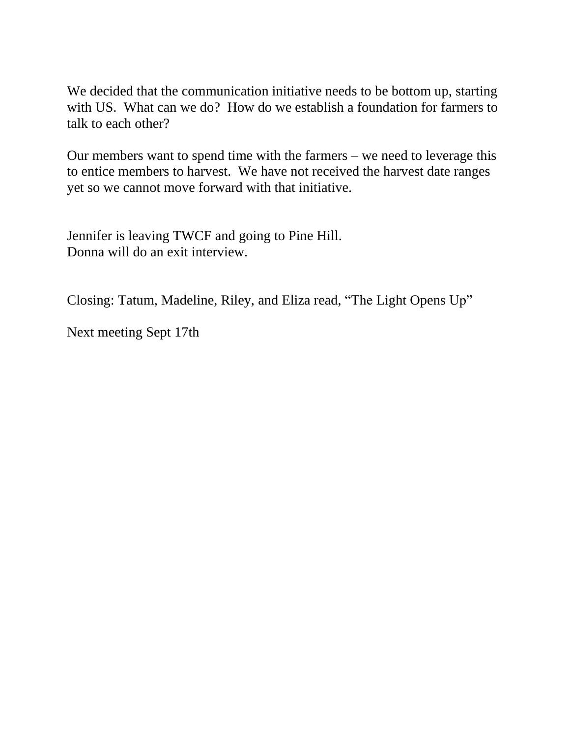We decided that the communication initiative needs to be bottom up, starting with US. What can we do? How do we establish a foundation for farmers to talk to each other?

Our members want to spend time with the farmers – we need to leverage this to entice members to harvest. We have not received the harvest date ranges yet so we cannot move forward with that initiative.

Jennifer is leaving TWCF and going to Pine Hill.
Donna will do an exit interview.

Closing: Tatum, Madeline, Riley, and Eliza read, "The Light Opens Up"

Next meeting Sept 17th